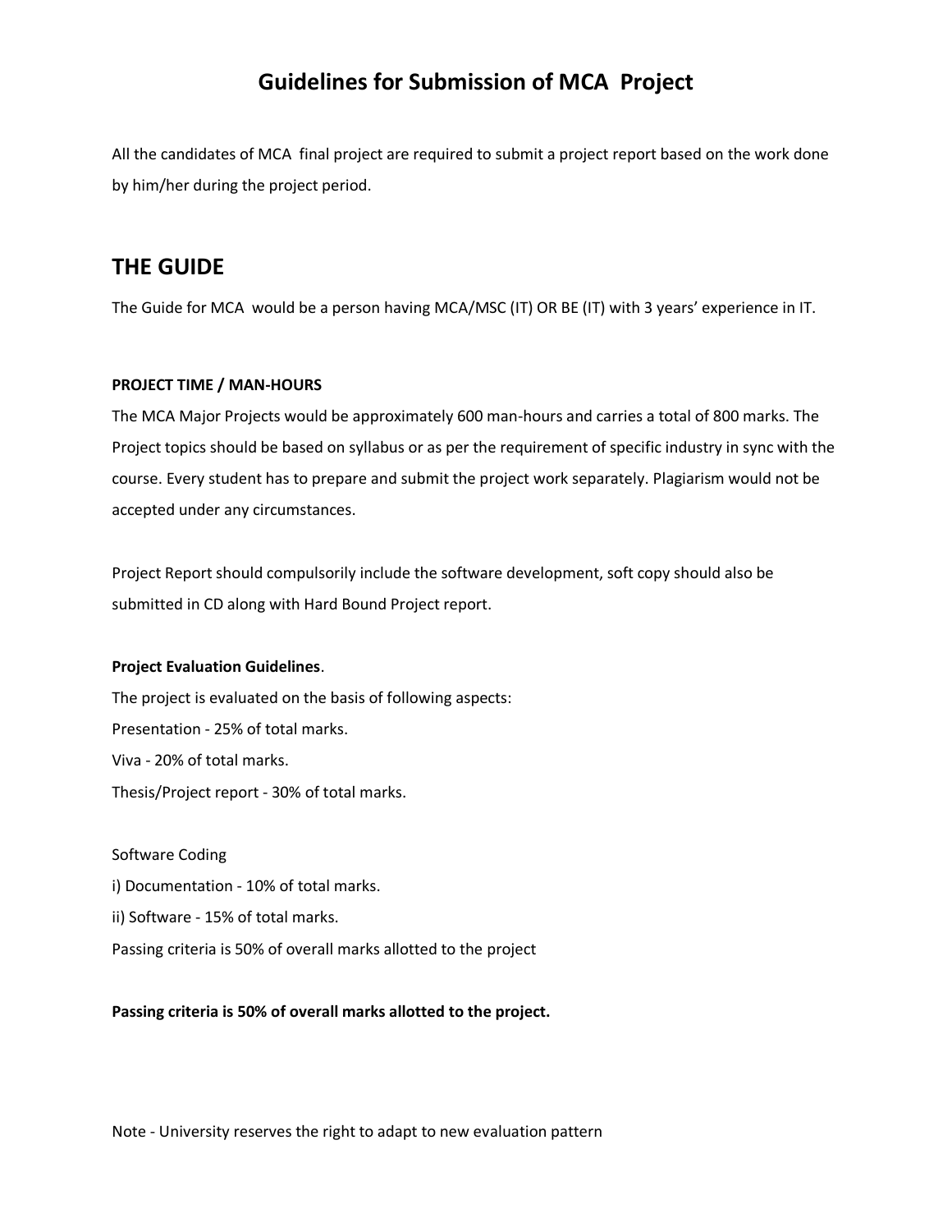# Guidelines for Submission of MCA Project

All the candidates of MCA final project are required to submit a project report based on the work done by him/her during the project period.

## THE GUIDE

The Guide for MCA would be a person having MCA/MSC (IT) OR BE (IT) with 3 years' experience in IT.

**PROJECT TIME / MAN-HOURS**

The MCA Major Projects would be approximately 600 man-hours and carries a total of 800 marks. The Project topics should be based on syllabus or as per the requirement of specific industry in sync with the course. Every student has to prepare and submit the project work separately. Plagiarism would not be accepted under any circumstances.

Project Report should compulsorily include the software development, soft copy should also be submitted in CD along with Hard Bound Project report.

**Project Evaluation Guidelines**.

The project is evaluated on the basis of following aspects:

Presentation - 25% of total marks.

Viva - 20% of total marks.

Thesis/Project report - 30% of total marks.

Software Coding

i) Documentation - 10% of total marks.

ii) Software - 15% of total marks.

Passing criteria is 50% of overall marks allotted to the project

**Passing criteria is 50% of overall marks allotted to the project.**

Note - University reserves the right to adapt to new evaluation pattern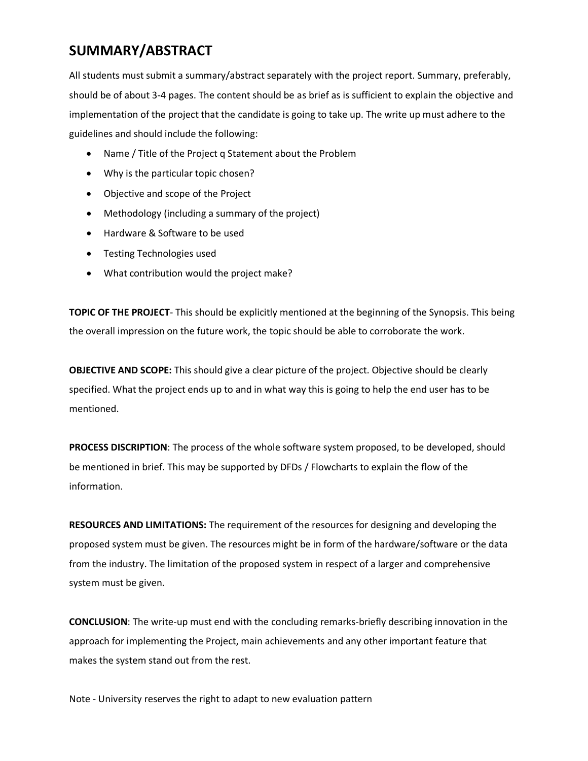# SUMMARY/ABSTRACT

All students must submit a summary/abstract separately with the project report. Summary, preferably, should be of about 3-4 pages. The content should be as brief as is sufficient to explain the objective and implementation of the project that the candidate is going to take up. The write up must adhere to the guidelines and should include the following:

- Name / Title of the Project q Statement about the Problem
- Why is the particular topic chosen?
- Objective and scope of the Project
- Methodology (including a summary of the project)
- Hardware & Software to be used
- Testing Technologies used
- What contribution would the project make?

**TOPIC OF THE PROJECT**- This should be explicitly mentioned at the beginning of the Synopsis. This being the overall impression on the future work, the topic should be able to corroborate the work.

**OBJECTIVE AND SCOPE:** This should give a clear picture of the project. Objective should be clearly specified. What the project ends up to and in what way this is going to help the end user has to be mentioned.

**PROCESS DISCRIPTION**: The process of the whole software system proposed, to be developed, should be mentioned in brief. This may be supported by DFDs / Flowcharts to explain the flow of the information.

**RESOURCES AND LIMITATIONS:** The requirement of the resources for designing and developing the proposed system must be given. The resources might be in form of the hardware/software or the data from the industry. The limitation of the proposed system in respect of a larger and comprehensive system must be given.

**CONCLUSION**: The write-up must end with the concluding remarks-briefly describing innovation in the approach for implementing the Project, main achievements and any other important feature that makes the system stand out from the rest.

Note - University reserves the right to adapt to new evaluation pattern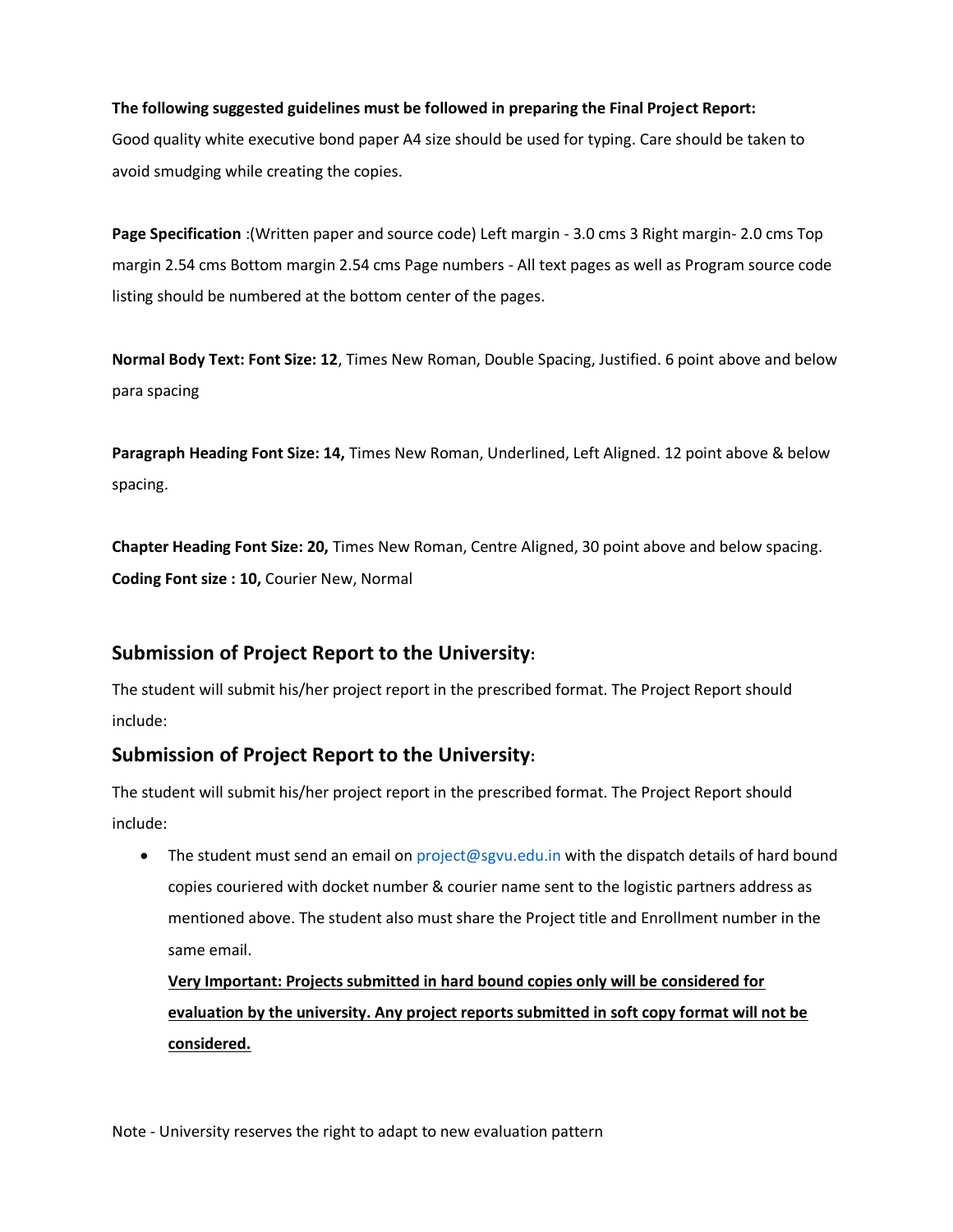**The following suggested guidelines must be followed in preparing the Final Project Report:** Good quality white executive bond paper A4 size should be used for typing. Care should be taken to avoid smudging while creating the copies.

**Page Specification** :(Written paper and source code) Left margin - 3.0 cms 3 Right margin- 2.0 cms Top margin 2.54 cms Bottom margin 2.54 cms Page numbers - All text pages as well as Program source code listing should be numbered at the bottom center of the pages.

**Normal Body Text: Font Size: 12**, Times New Roman, Double Spacing, Justified. 6 point above and below para spacing

**Paragraph Heading Font Size: 14,** Times New Roman, Underlined, Left Aligned. 12 point above & below spacing.

**Chapter Heading Font Size: 20,** Times New Roman, Centre Aligned, 30 point above and below spacing.
**Coding Font size : 10,** Courier New, Normal

## Submission of Project Report to the University:

The student will submit his/her project report in the prescribed format. The Project Report should include:

## Submission of Project Report to the University:

The student will submit his/her project report in the prescribed format. The Project Report should include:

- The student must send an email on project@sgvu.edu.in with the dispatch details of hard bound copies couriered with docket number & courier name sent to the logistic partners address as mentioned above. The student also must share the Project title and Enrollment number in the same email.

  **<u>Very Important: Projects submitted in hard bound copies only will be considered for evaluation by the university. Any project reports submitted in soft copy format will not be considered.</u>**

Note - University reserves the right to adapt to new evaluation pattern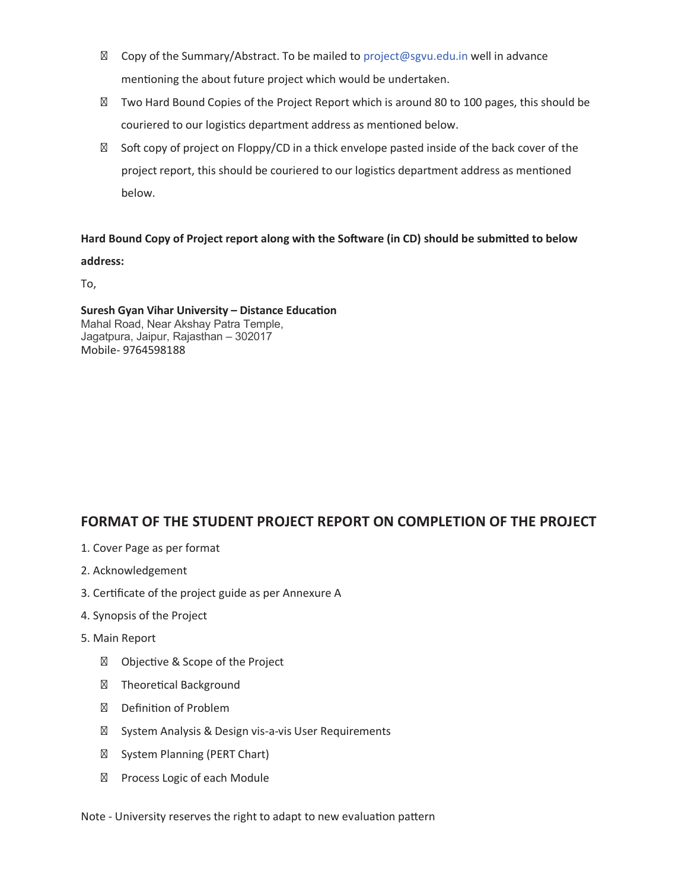- Copy of the Summary/Abstract. To be mailed to project@sgvu.edu.in well in advance mentioning the about future project which would be undertaken.
- Two Hard Bound Copies of the Project Report which is around 80 to 100 pages, this should be couriered to our logistics department address as mentioned below.
- Soft copy of project on Floppy/CD in a thick envelope pasted inside of the back cover of the project report, this should be couriered to our logistics department address as mentioned below.

**Hard Bound Copy of Project report along with the Software (in CD) should be submitted to below address:**

To,

**Suresh Gyan Vihar University – Distance Education**
Mahal Road, Near Akshay Patra Temple,
Jagatpura, Jaipur, Rajasthan – 302017
Mobile- 9764598188

## FORMAT OF THE STUDENT PROJECT REPORT ON COMPLETION OF THE PROJECT

1. Cover Page as per format
2. Acknowledgement
3. Certificate of the project guide as per Annexure A
4. Synopsis of the Project
5. Main Report
    - Objective & Scope of the Project
    - Theoretical Background
    - Definition of Problem
    - System Analysis & Design vis-a-vis User Requirements
    - System Planning (PERT Chart)
    - Process Logic of each Module

Note - University reserves the right to adapt to new evaluation pattern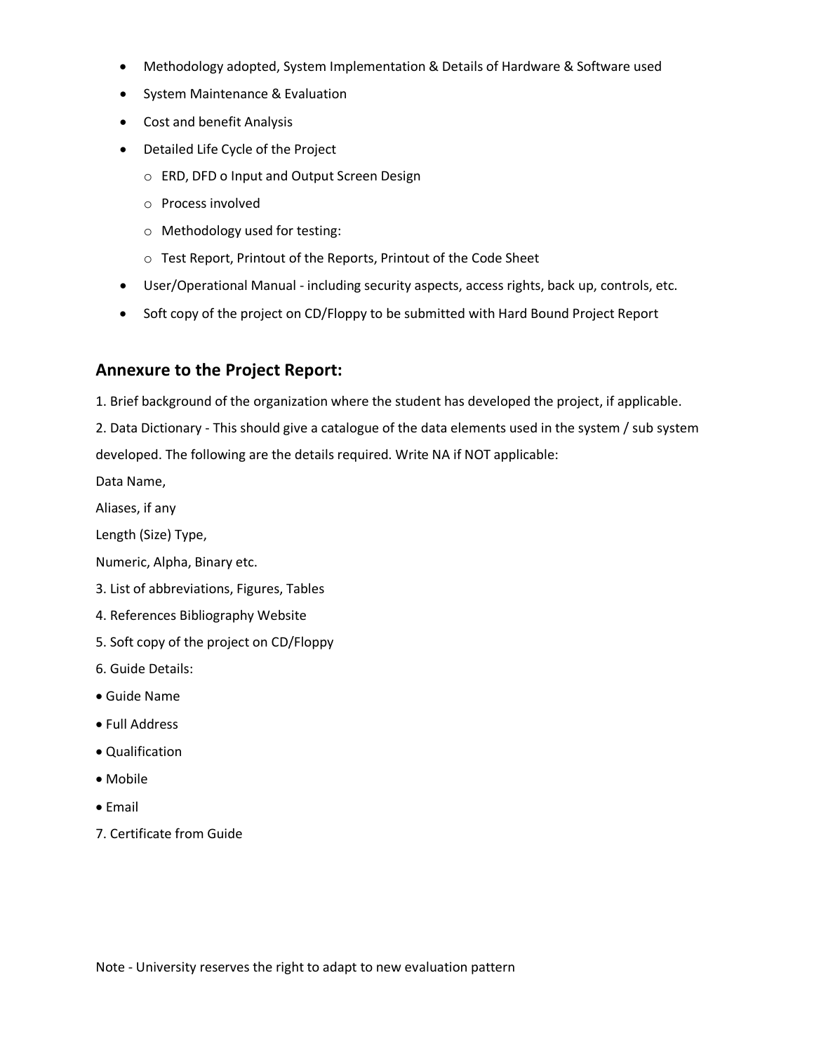- Methodology adopted, System Implementation & Details of Hardware & Software used
- System Maintenance & Evaluation
- Cost and benefit Analysis
- Detailed Life Cycle of the Project
    - ERD, DFD o Input and Output Screen Design
    - Process involved
    - Methodology used for testing:
    - Test Report, Printout of the Reports, Printout of the Code Sheet
- User/Operational Manual - including security aspects, access rights, back up, controls, etc.
- Soft copy of the project on CD/Floppy to be submitted with Hard Bound Project Report

## Annexure to the Project Report:

1. Brief background of the organization where the student has developed the project, if applicable.
2. Data Dictionary - This should give a catalogue of the data elements used in the system / sub system developed. The following are the details required. Write NA if NOT applicable:

Data Name,

Aliases, if any

Length (Size) Type,

Numeric, Alpha, Binary etc.

3. List of abbreviations, Figures, Tables
4. References Bibliography Website
5. Soft copy of the project on CD/Floppy
6. Guide Details:

- Guide Name
- Full Address
- Qualification
- Mobile
- Email

7. Certificate from Guide

Note - University reserves the right to adapt to new evaluation pattern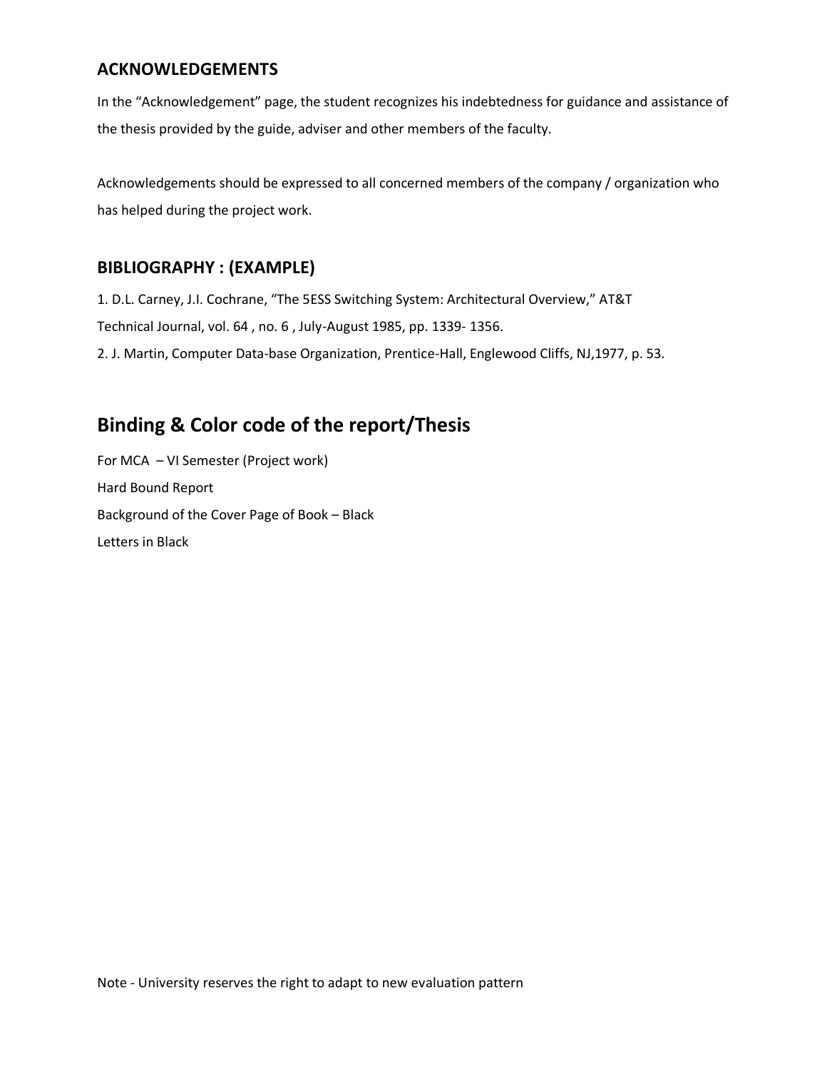## ACKNOWLEDGEMENTS

In the "Acknowledgement" page, the student recognizes his indebtedness for guidance and assistance of the thesis provided by the guide, adviser and other members of the faculty.

Acknowledgements should be expressed to all concerned members of the company / organization who has helped during the project work.

## BIBLIOGRAPHY : (EXAMPLE)

1. D.L. Carney, J.I. Cochrane, "The 5ESS Switching System: Architectural Overview," AT&T Technical Journal, vol. 64 , no. 6 , July-August 1985, pp. 1339- 1356.
2. J. Martin, Computer Data-base Organization, Prentice-Hall, Englewood Cliffs, NJ,1977, p. 53.

# Binding & Color code of the report/Thesis

For MCA – VI Semester (Project work)

Hard Bound Report

Background of the Cover Page of Book – Black

Letters in Black

Note - University reserves the right to adapt to new evaluation pattern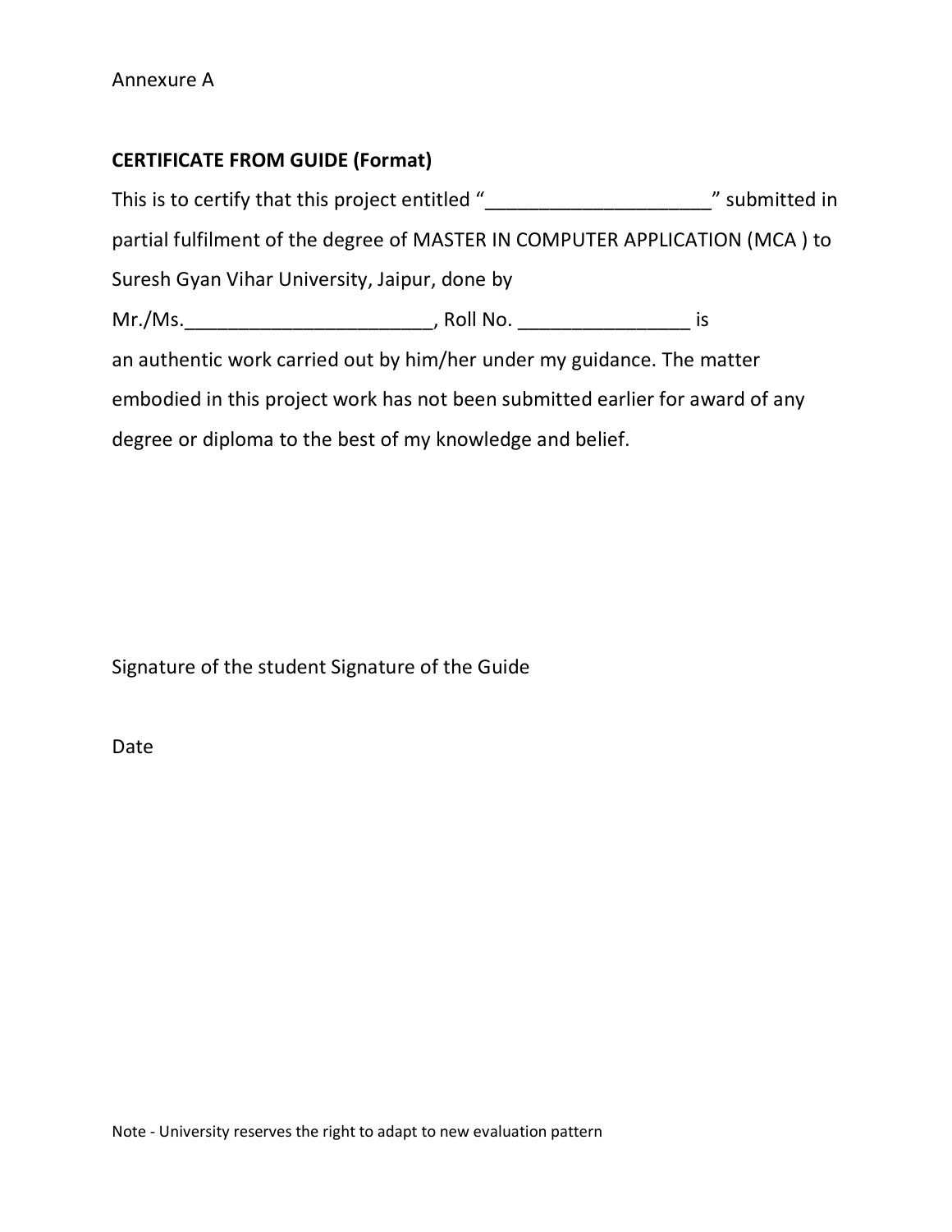Annexure A

**CERTIFICATE FROM GUIDE (Format)**

This is to certify that this project entitled "____________________" submitted in partial fulfilment of the degree of MASTER IN COMPUTER APPLICATION (MCA ) to Suresh Gyan Vihar University, Jaipur, done by Mr./Ms.______________________, Roll No. _______________ is an authentic work carried out by him/her under my guidance. The matter embodied in this project work has not been submitted earlier for award of any degree or diploma to the best of my knowledge and belief.

Signature of the student Signature of the Guide

Date

Note - University reserves the right to adapt to new evaluation pattern